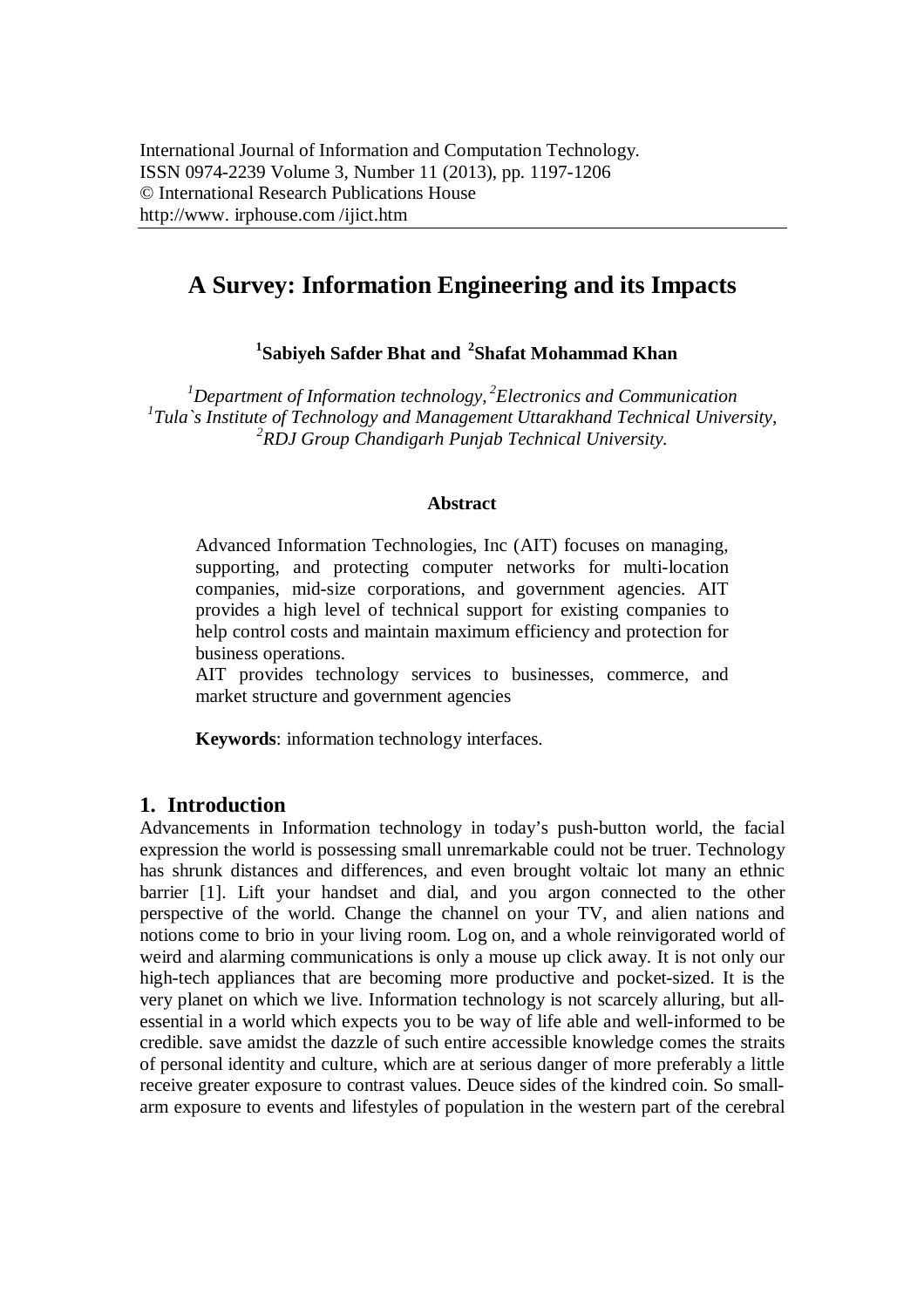International Journal of Information and Computation Technology.
ISSN 0974-2239 Volume 3, Number 11 (2013), pp. 1197-1206
© International Research Publications House
http://www. irphouse.com /ijict.htm

# A Survey: Information Engineering and its Impacts

**[1]Sabiyeh Safder Bhat and [2]Shafat Mohammad Khan**

*[1]Department of Information technology, [2]Electronics and Communication*
*[1]Tula`s Institute of Technology and Management Uttarakhand Technical University,*
*[2]RDJ Group Chandigarh Punjab Technical University.*

## Abstract

Advanced Information Technologies, Inc (AIT) focuses on managing, supporting, and protecting computer networks for multi-location companies, mid-size corporations, and government agencies. AIT provides a high level of technical support for existing companies to help control costs and maintain maximum efficiency and protection for business operations.

AIT provides technology services to businesses, commerce, and market structure and government agencies

**Keywords**: information technology interfaces.

## 1. Introduction

Advancements in Information technology in today's push-button world, the facial expression the world is possessing small unremarkable could not be truer. Technology has shrunk distances and differences, and even brought voltaic lot many an ethnic barrier [1]. Lift your handset and dial, and you argon connected to the other perspective of the world. Change the channel on your TV, and alien nations and notions come to brio in your living room. Log on, and a whole reinvigorated world of weird and alarming communications is only a mouse up click away. It is not only our high-tech appliances that are becoming more productive and pocket-sized. It is the very planet on which we live. Information technology is not scarcely alluring, but all-essential in a world which expects you to be way of life able and well-informed to be credible. save amidst the dazzle of such entire accessible knowledge comes the straits of personal identity and culture, which are at serious danger of more preferably a little receive greater exposure to contrast values. Deuce sides of the kindred coin. So small-arm exposure to events and lifestyles of population in the western part of the cerebral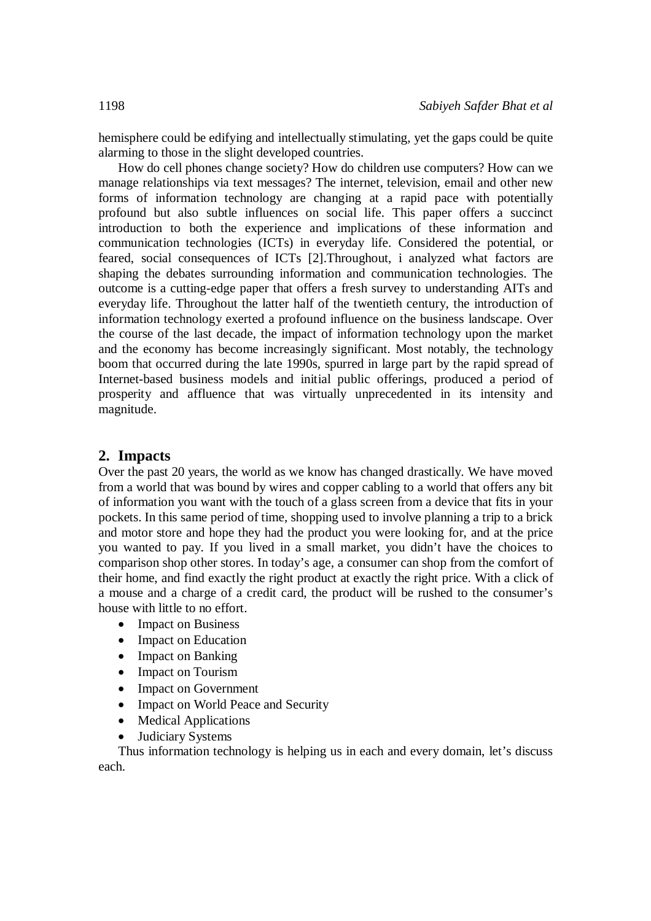hemisphere could be edifying and intellectually stimulating, yet the gaps could be quite alarming to those in the slight developed countries.

How do cell phones change society? How do children use computers? How can we manage relationships via text messages? The internet, television, email and other new forms of information technology are changing at a rapid pace with potentially profound but also subtle influences on social life. This paper offers a succinct introduction to both the experience and implications of these information and communication technologies (ICTs) in everyday life. Considered the potential, or feared, social consequences of ICTs [2].Throughout, i analyzed what factors are shaping the debates surrounding information and communication technologies. The outcome is a cutting-edge paper that offers a fresh survey to understanding AITs and everyday life. Throughout the latter half of the twentieth century, the introduction of information technology exerted a profound influence on the business landscape. Over the course of the last decade, the impact of information technology upon the market and the economy has become increasingly significant. Most notably, the technology boom that occurred during the late 1990s, spurred in large part by the rapid spread of Internet-based business models and initial public offerings, produced a period of prosperity and affluence that was virtually unprecedented in its intensity and magnitude.

## 2. Impacts

Over the past 20 years, the world as we know has changed drastically. We have moved from a world that was bound by wires and copper cabling to a world that offers any bit of information you want with the touch of a glass screen from a device that fits in your pockets. In this same period of time, shopping used to involve planning a trip to a brick and motor store and hope they had the product you were looking for, and at the price you wanted to pay. If you lived in a small market, you didn't have the choices to comparison shop other stores. In today's age, a consumer can shop from the comfort of their home, and find exactly the right product at exactly the right price. With a click of a mouse and a charge of a credit card, the product will be rushed to the consumer's house with little to no effort.

- Impact on Business
- Impact on Education
- Impact on Banking
- Impact on Tourism
- Impact on Government
- Impact on World Peace and Security
- Medical Applications
- Judiciary Systems

Thus information technology is helping us in each and every domain, let's discuss each.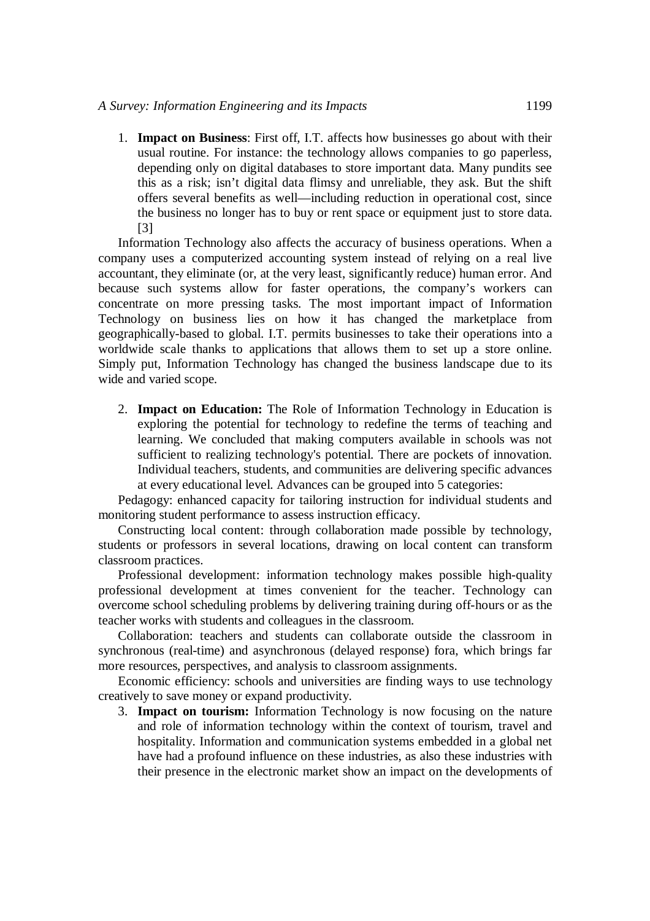1. **Impact on Business**: First off, I.T. affects how businesses go about with their usual routine. For instance: the technology allows companies to go paperless, depending only on digital databases to store important data. Many pundits see this as a risk; isn't digital data flimsy and unreliable, they ask. But the shift offers several benefits as well—including reduction in operational cost, since the business no longer has to buy or rent space or equipment just to store data. [3]

Information Technology also affects the accuracy of business operations. When a company uses a computerized accounting system instead of relying on a real live accountant, they eliminate (or, at the very least, significantly reduce) human error. And because such systems allow for faster operations, the company's workers can concentrate on more pressing tasks. The most important impact of Information Technology on business lies on how it has changed the marketplace from geographically-based to global. I.T. permits businesses to take their operations into a worldwide scale thanks to applications that allows them to set up a store online. Simply put, Information Technology has changed the business landscape due to its wide and varied scope.

2. **Impact on Education:** The Role of Information Technology in Education is exploring the potential for technology to redefine the terms of teaching and learning. We concluded that making computers available in schools was not sufficient to realizing technology's potential. There are pockets of innovation. Individual teachers, students, and communities are delivering specific advances at every educational level. Advances can be grouped into 5 categories:

Pedagogy: enhanced capacity for tailoring instruction for individual students and monitoring student performance to assess instruction efficacy.

Constructing local content: through collaboration made possible by technology, students or professors in several locations, drawing on local content can transform classroom practices.

Professional development: information technology makes possible high-quality professional development at times convenient for the teacher. Technology can overcome school scheduling problems by delivering training during off-hours or as the teacher works with students and colleagues in the classroom.

Collaboration: teachers and students can collaborate outside the classroom in synchronous (real-time) and asynchronous (delayed response) fora, which brings far more resources, perspectives, and analysis to classroom assignments.

Economic efficiency: schools and universities are finding ways to use technology creatively to save money or expand productivity.

3. **Impact on tourism:** Information Technology is now focusing on the nature and role of information technology within the context of tourism, travel and hospitality. Information and communication systems embedded in a global net have had a profound influence on these industries, as also these industries with their presence in the electronic market show an impact on the developments of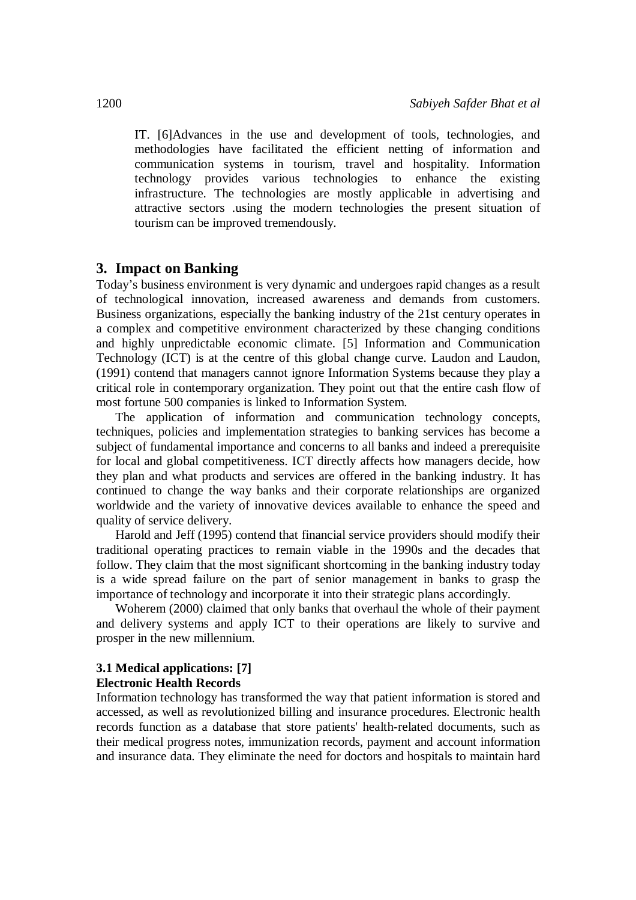IT. [6]Advances in the use and development of tools, technologies, and methodologies have facilitated the efficient netting of information and communication systems in tourism, travel and hospitality. Information technology provides various technologies to enhance the existing infrastructure. The technologies are mostly applicable in advertising and attractive sectors .using the modern technologies the present situation of tourism can be improved tremendously.

## 3. Impact on Banking

Today's business environment is very dynamic and undergoes rapid changes as a result of technological innovation, increased awareness and demands from customers. Business organizations, especially the banking industry of the 21st century operates in a complex and competitive environment characterized by these changing conditions and highly unpredictable economic climate. [5] Information and Communication Technology (ICT) is at the centre of this global change curve. Laudon and Laudon, (1991) contend that managers cannot ignore Information Systems because they play a critical role in contemporary organization. They point out that the entire cash flow of most fortune 500 companies is linked to Information System.

The application of information and communication technology concepts, techniques, policies and implementation strategies to banking services has become a subject of fundamental importance and concerns to all banks and indeed a prerequisite for local and global competitiveness. ICT directly affects how managers decide, how they plan and what products and services are offered in the banking industry. It has continued to change the way banks and their corporate relationships are organized worldwide and the variety of innovative devices available to enhance the speed and quality of service delivery.

Harold and Jeff (1995) contend that financial service providers should modify their traditional operating practices to remain viable in the 1990s and the decades that follow. They claim that the most significant shortcoming in the banking industry today is a wide spread failure on the part of senior management in banks to grasp the importance of technology and incorporate it into their strategic plans accordingly.

Woherem (2000) claimed that only banks that overhaul the whole of their payment and delivery systems and apply ICT to their operations are likely to survive and prosper in the new millennium.

### 3.1 Medical applications: [7]

**Electronic Health Records**

Information technology has transformed the way that patient information is stored and accessed, as well as revolutionized billing and insurance procedures. Electronic health records function as a database that store patients' health-related documents, such as their medical progress notes, immunization records, payment and account information and insurance data. They eliminate the need for doctors and hospitals to maintain hard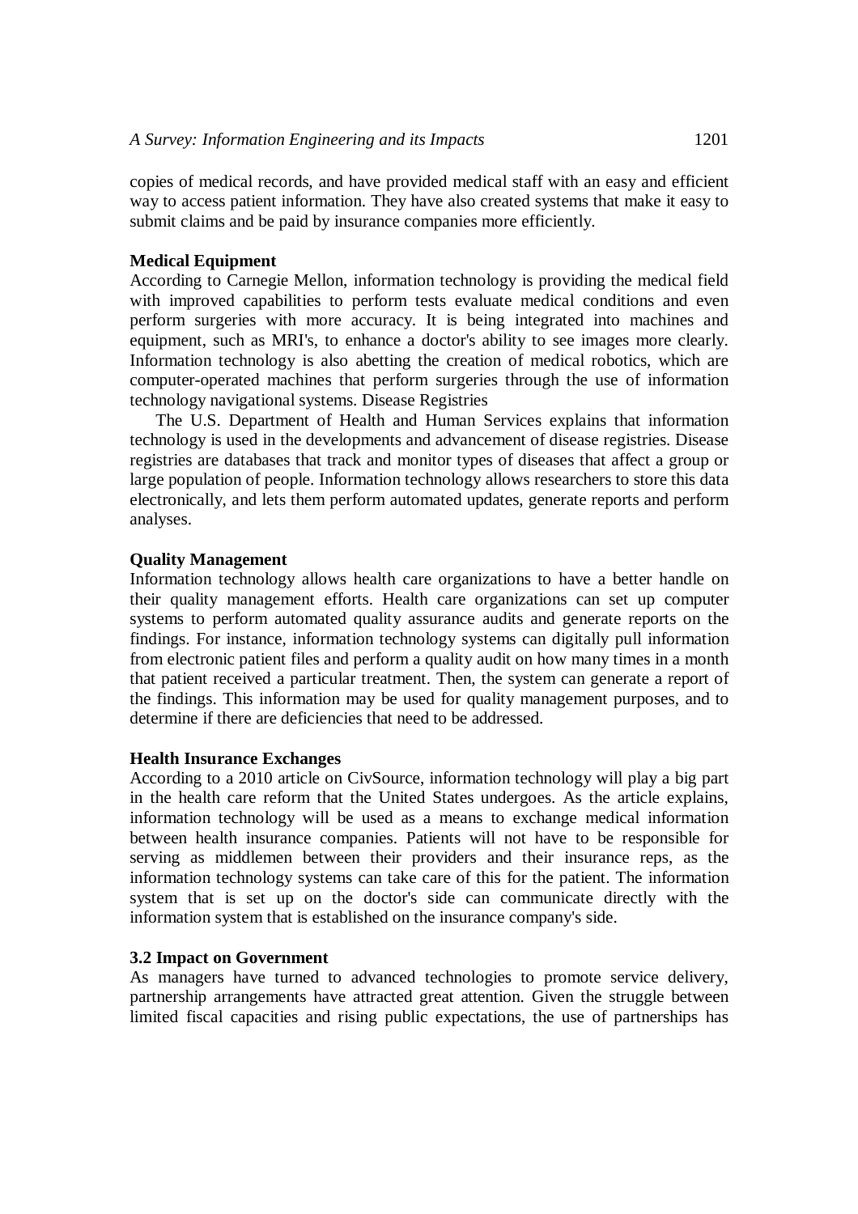copies of medical records, and have provided medical staff with an easy and efficient way to access patient information. They have also created systems that make it easy to submit claims and be paid by insurance companies more efficiently.

**Medical Equipment**

According to Carnegie Mellon, information technology is providing the medical field with improved capabilities to perform tests evaluate medical conditions and even perform surgeries with more accuracy. It is being integrated into machines and equipment, such as MRI's, to enhance a doctor's ability to see images more clearly. Information technology is also abetting the creation of medical robotics, which are computer-operated machines that perform surgeries through the use of information technology navigational systems. Disease Registries

The U.S. Department of Health and Human Services explains that information technology is used in the developments and advancement of disease registries. Disease registries are databases that track and monitor types of diseases that affect a group or large population of people. Information technology allows researchers to store this data electronically, and lets them perform automated updates, generate reports and perform analyses.

**Quality Management**

Information technology allows health care organizations to have a better handle on their quality management efforts. Health care organizations can set up computer systems to perform automated quality assurance audits and generate reports on the findings. For instance, information technology systems can digitally pull information from electronic patient files and perform a quality audit on how many times in a month that patient received a particular treatment. Then, the system can generate a report of the findings. This information may be used for quality management purposes, and to determine if there are deficiencies that need to be addressed.

**Health Insurance Exchanges**

According to a 2010 article on CivSource, information technology will play a big part in the health care reform that the United States undergoes. As the article explains, information technology will be used as a means to exchange medical information between health insurance companies. Patients will not have to be responsible for serving as middlemen between their providers and their insurance reps, as the information technology systems can take care of this for the patient. The information system that is set up on the doctor's side can communicate directly with the information system that is established on the insurance company's side.

### 3.2 Impact on Government

As managers have turned to advanced technologies to promote service delivery, partnership arrangements have attracted great attention. Given the struggle between limited fiscal capacities and rising public expectations, the use of partnerships has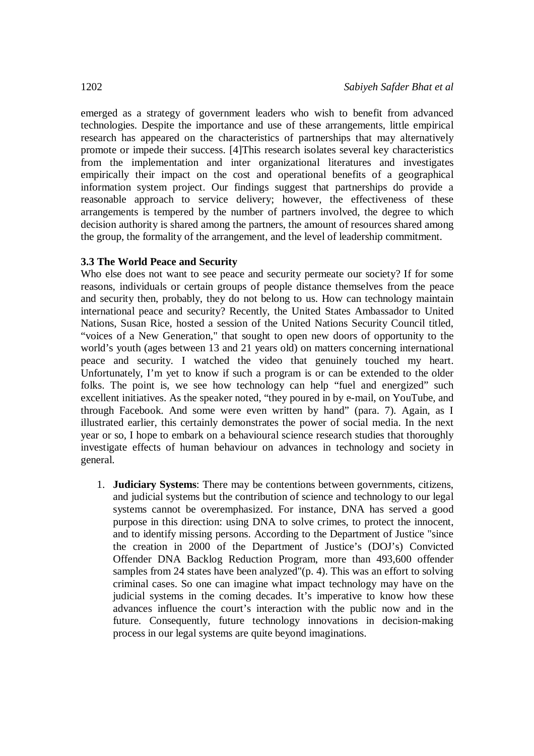emerged as a strategy of government leaders who wish to benefit from advanced technologies. Despite the importance and use of these arrangements, little empirical research has appeared on the characteristics of partnerships that may alternatively promote or impede their success. [4]This research isolates several key characteristics from the implementation and inter organizational literatures and investigates empirically their impact on the cost and operational benefits of a geographical information system project. Our findings suggest that partnerships do provide a reasonable approach to service delivery; however, the effectiveness of these arrangements is tempered by the number of partners involved, the degree to which decision authority is shared among the partners, the amount of resources shared among the group, the formality of the arrangement, and the level of leadership commitment.

### 3.3 The World Peace and Security

Who else does not want to see peace and security permeate our society? If for some reasons, individuals or certain groups of people distance themselves from the peace and security then, probably, they do not belong to us. How can technology maintain international peace and security? Recently, the United States Ambassador to United Nations, Susan Rice, hosted a session of the United Nations Security Council titled, "voices of a New Generation," that sought to open new doors of opportunity to the world's youth (ages between 13 and 21 years old) on matters concerning international peace and security. I watched the video that genuinely touched my heart. Unfortunately, I'm yet to know if such a program is or can be extended to the older folks. The point is, we see how technology can help "fuel and energized" such excellent initiatives. As the speaker noted, "they poured in by e-mail, on YouTube, and through Facebook. And some were even written by hand" (para. 7). Again, as I illustrated earlier, this certainly demonstrates the power of social media. In the next year or so, I hope to embark on a behavioural science research studies that thoroughly investigate effects of human behaviour on advances in technology and society in general.

1. **Judiciary Systems**: There may be contentions between governments, citizens, and judicial systems but the contribution of science and technology to our legal systems cannot be overemphasized. For instance, DNA has served a good purpose in this direction: using DNA to solve crimes, to protect the innocent, and to identify missing persons. According to the Department of Justice "since the creation in 2000 of the Department of Justice's (DOJ's) Convicted Offender DNA Backlog Reduction Program, more than 493,600 offender samples from 24 states have been analyzed"(p. 4). This was an effort to solving criminal cases. So one can imagine what impact technology may have on the judicial systems in the coming decades. It's imperative to know how these advances influence the court's interaction with the public now and in the future. Consequently, future technology innovations in decision-making process in our legal systems are quite beyond imaginations.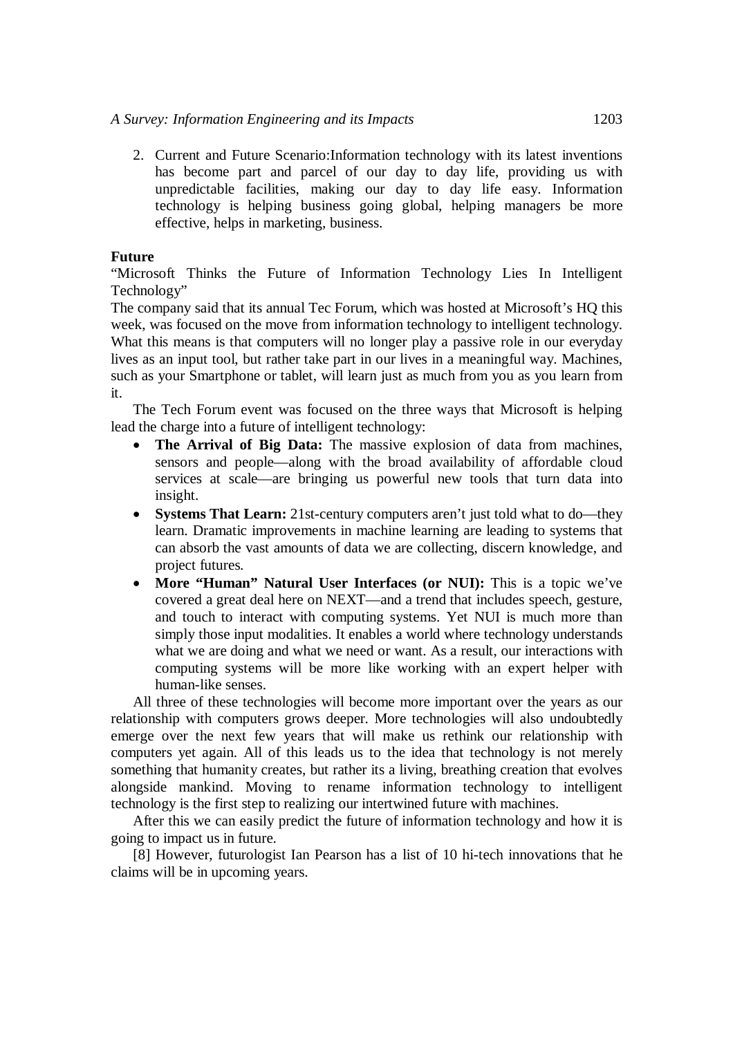2. Current and Future Scenario:Information technology with its latest inventions has become part and parcel of our day to day life, providing us with unpredictable facilities, making our day to day life easy. Information technology is helping business going global, helping managers be more effective, helps in marketing, business.

**Future**

"Microsoft Thinks the Future of Information Technology Lies In Intelligent Technology"

The company said that its annual Tec Forum, which was hosted at Microsoft's HQ this week, was focused on the move from information technology to intelligent technology. What this means is that computers will no longer play a passive role in our everyday lives as an input tool, but rather take part in our lives in a meaningful way. Machines, such as your Smartphone or tablet, will learn just as much from you as you learn from it.

The Tech Forum event was focused on the three ways that Microsoft is helping lead the charge into a future of intelligent technology:

- **The Arrival of Big Data:** The massive explosion of data from machines, sensors and people—along with the broad availability of affordable cloud services at scale—are bringing us powerful new tools that turn data into insight.
- **Systems That Learn:** 21st-century computers aren't just told what to do—they learn. Dramatic improvements in machine learning are leading to systems that can absorb the vast amounts of data we are collecting, discern knowledge, and project futures.
- **More "Human" Natural User Interfaces (or NUI):** This is a topic we've covered a great deal here on NEXT—and a trend that includes speech, gesture, and touch to interact with computing systems. Yet NUI is much more than simply those input modalities. It enables a world where technology understands what we are doing and what we need or want. As a result, our interactions with computing systems will be more like working with an expert helper with human-like senses.

All three of these technologies will become more important over the years as our relationship with computers grows deeper. More technologies will also undoubtedly emerge over the next few years that will make us rethink our relationship with computers yet again. All of this leads us to the idea that technology is not merely something that humanity creates, but rather its a living, breathing creation that evolves alongside mankind. Moving to rename information technology to intelligent technology is the first step to realizing our intertwined future with machines.

After this we can easily predict the future of information technology and how it is going to impact us in future.

[8] However, futurologist Ian Pearson has a list of 10 hi-tech innovations that he claims will be in upcoming years.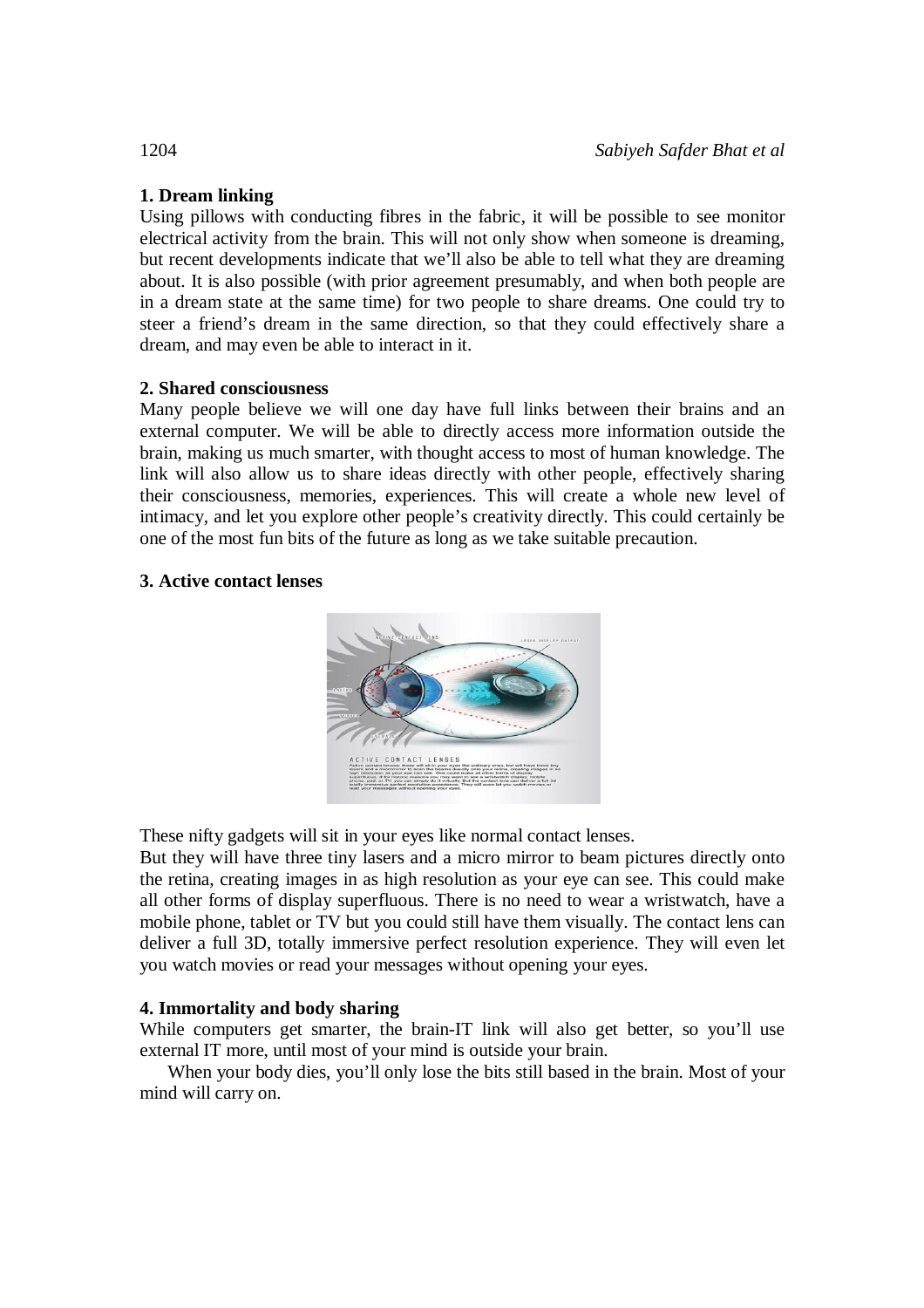**1. Dream linking**

Using pillows with conducting fibres in the fabric, it will be possible to see monitor electrical activity from the brain. This will not only show when someone is dreaming, but recent developments indicate that we'll also be able to tell what they are dreaming about. It is also possible (with prior agreement presumably, and when both people are in a dream state at the same time) for two people to share dreams. One could try to steer a friend's dream in the same direction, so that they could effectively share a dream, and may even be able to interact in it.

**2. Shared consciousness**

Many people believe we will one day have full links between their brains and an external computer. We will be able to directly access more information outside the brain, making us much smarter, with thought access to most of human knowledge. The link will also allow us to share ideas directly with other people, effectively sharing their consciousness, memories, experiences. This will create a whole new level of intimacy, and let you explore other people's creativity directly. This could certainly be one of the most fun bits of the future as long as we take suitable precaution.

**3. Active contact lenses**

These nifty gadgets will sit in your eyes like normal contact lenses.

But they will have three tiny lasers and a micro mirror to beam pictures directly onto the retina, creating images in as high resolution as your eye can see. This could make all other forms of display superfluous. There is no need to wear a wristwatch, have a mobile phone, tablet or TV but you could still have them visually. The contact lens can deliver a full 3D, totally immersive perfect resolution experience. They will even let you watch movies or read your messages without opening your eyes.

**4. Immortality and body sharing**

While computers get smarter, the brain-IT link will also get better, so you'll use external IT more, until most of your mind is outside your brain.

When your body dies, you'll only lose the bits still based in the brain. Most of your mind will carry on.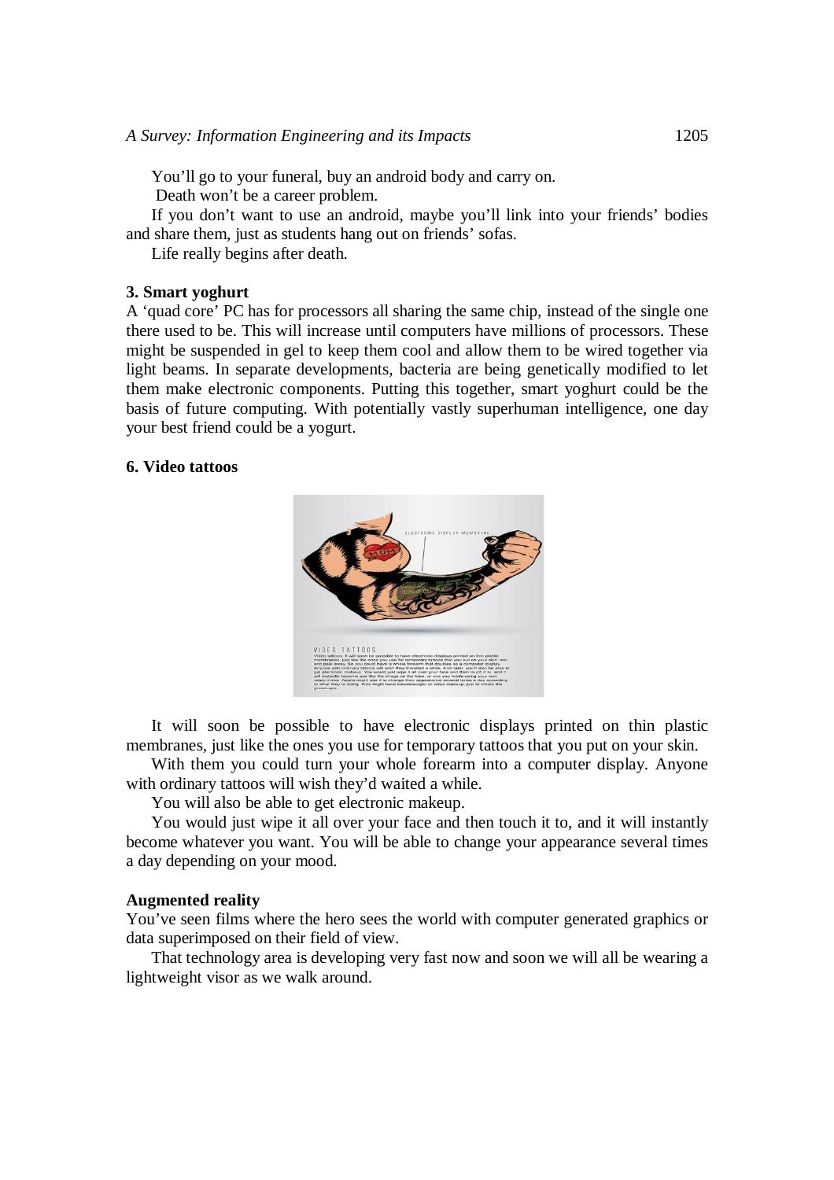You'll go to your funeral, buy an android body and carry on.

Death won't be a career problem.

If you don't want to use an android, maybe you'll link into your friends' bodies and share them, just as students hang out on friends' sofas.

Life really begins after death.

**3. Smart yoghurt**

A 'quad core' PC has for processors all sharing the same chip, instead of the single one there used to be. This will increase until computers have millions of processors. These might be suspended in gel to keep them cool and allow them to be wired together via light beams. In separate developments, bacteria are being genetically modified to let them make electronic components. Putting this together, smart yoghurt could be the basis of future computing. With potentially vastly superhuman intelligence, one day your best friend could be a yogurt.

**6. Video tattoos**

It will soon be possible to have electronic displays printed on thin plastic membranes, just like the ones you use for temporary tattoos that you put on your skin.

With them you could turn your whole forearm into a computer display. Anyone with ordinary tattoos will wish they'd waited a while.

You will also be able to get electronic makeup.

You would just wipe it all over your face and then touch it to, and it will instantly become whatever you want. You will be able to change your appearance several times a day depending on your mood.

**Augmented reality**

You've seen films where the hero sees the world with computer generated graphics or data superimposed on their field of view.

That technology area is developing very fast now and soon we will all be wearing a lightweight visor as we walk around.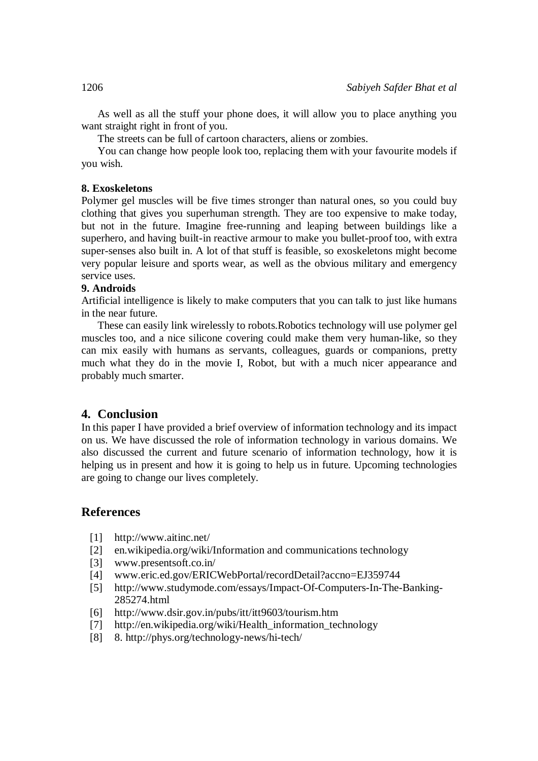As well as all the stuff your phone does, it will allow you to place anything you want straight right in front of you.

The streets can be full of cartoon characters, aliens or zombies.

You can change how people look too, replacing them with your favourite models if you wish.

**8. Exoskeletons**

Polymer gel muscles will be five times stronger than natural ones, so you could buy clothing that gives you superhuman strength. They are too expensive to make today, but not in the future. Imagine free-running and leaping between buildings like a superhero, and having built-in reactive armour to make you bullet-proof too, with extra super-senses also built in. A lot of that stuff is feasible, so exoskeletons might become very popular leisure and sports wear, as well as the obvious military and emergency service uses.

**9. Androids**

Artificial intelligence is likely to make computers that you can talk to just like humans in the near future.

These can easily link wirelessly to robots.Robotics technology will use polymer gel muscles too, and a nice silicone covering could make them very human-like, so they can mix easily with humans as servants, colleagues, guards or companions, pretty much what they do in the movie I, Robot, but with a much nicer appearance and probably much smarter.

## 4. Conclusion

In this paper I have provided a brief overview of information technology and its impact on us. We have discussed the role of information technology in various domains. We also discussed the current and future scenario of information technology, how it is helping us in present and how it is going to help us in future. Upcoming technologies are going to change our lives completely.

## References

[1] http://www.aitinc.net/
[2] en.wikipedia.org/wiki/Information and communications technology
[3] www.presentsoft.co.in/
[4] www.eric.ed.gov/ERICWebPortal/recordDetail?accno=EJ359744
[5] http://www.studymode.com/essays/Impact-Of-Computers-In-The-Banking-285274.html
[6] http://www.dsir.gov.in/pubs/itt/itt9603/tourism.htm
[7] http://en.wikipedia.org/wiki/Health_information_technology
[8] 8. http://phys.org/technology-news/hi-tech/